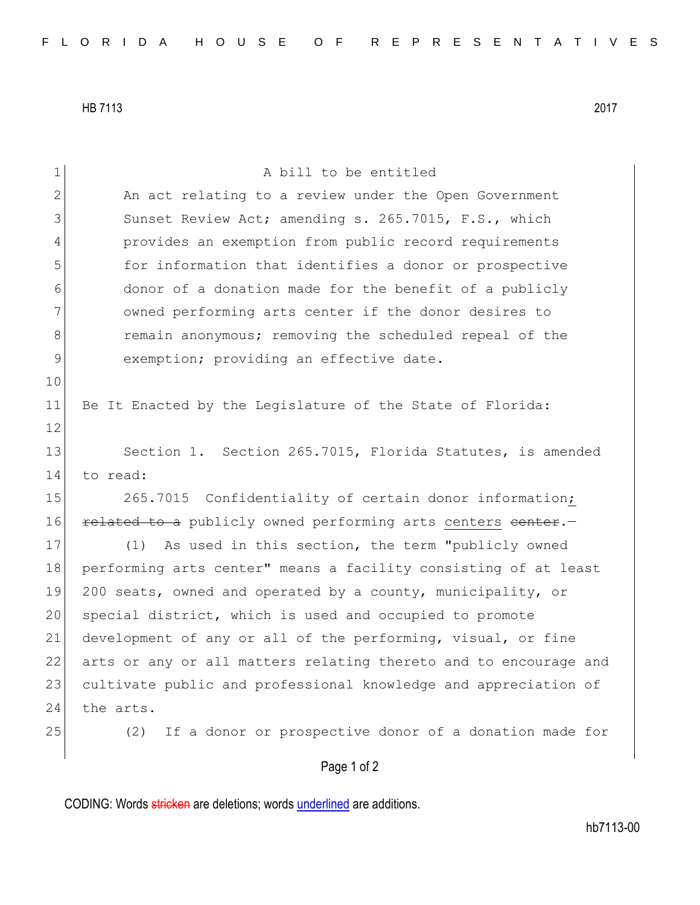HB 7113 2017

A bill to be entitled

An act relating to a review under the Open Government Sunset Review Act; amending s. 265.7015, F.S., which provides an exemption from public record requirements for information that identifies a donor or prospective donor of a donation made for the benefit of a publicly owned performing arts center if the donor desires to remain anonymous; removing the scheduled repeal of the exemption; providing an effective date.

Be It Enacted by the Legislature of the State of Florida:

Section 1. Section 265.7015, Florida Statutes, is amended to read:

265.7015 Confidentiality of certain donor information; ~~related to a~~ publicly owned performing arts centers ~~center~~.—

(1) As used in this section, the term "publicly owned performing arts center" means a facility consisting of at least 200 seats, owned and operated by a county, municipality, or special district, which is used and occupied to promote development of any or all of the performing, visual, or fine arts or any or all matters relating thereto and to encourage and cultivate public and professional knowledge and appreciation of the arts.

(2) If a donor or prospective donor of a donation made for

CODING: Words ~~stricken~~ are deletions; words underlined are additions.

hb7113-00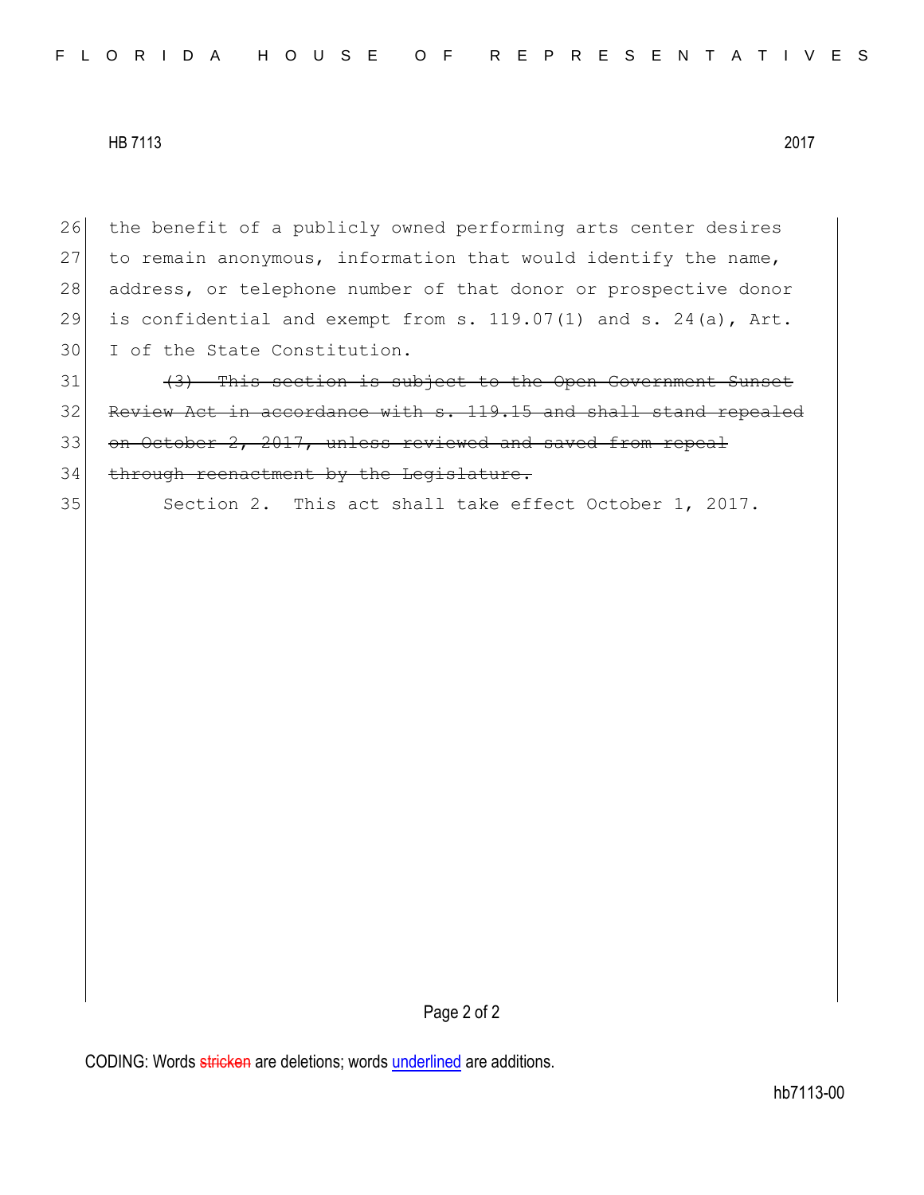26 the benefit of a publicly owned performing arts center desires
27 to remain anonymous, information that would identify the name,
28 address, or telephone number of that donor or prospective donor
29 is confidential and exempt from s. 119.07(1) and s. 24(a), Art.
30 I of the State Constitution.

31 ~~(3) This section is subject to the Open Government Sunset~~
32 ~~Review Act in accordance with s. 119.15 and shall stand repealed~~
33 ~~on October 2, 2017, unless reviewed and saved from repeal~~
34 ~~through reenactment by the Legislature.~~

35 Section 2. This act shall take effect October 1, 2017.

CODING: Words ~~stricken~~ are deletions; words underlined are additions.